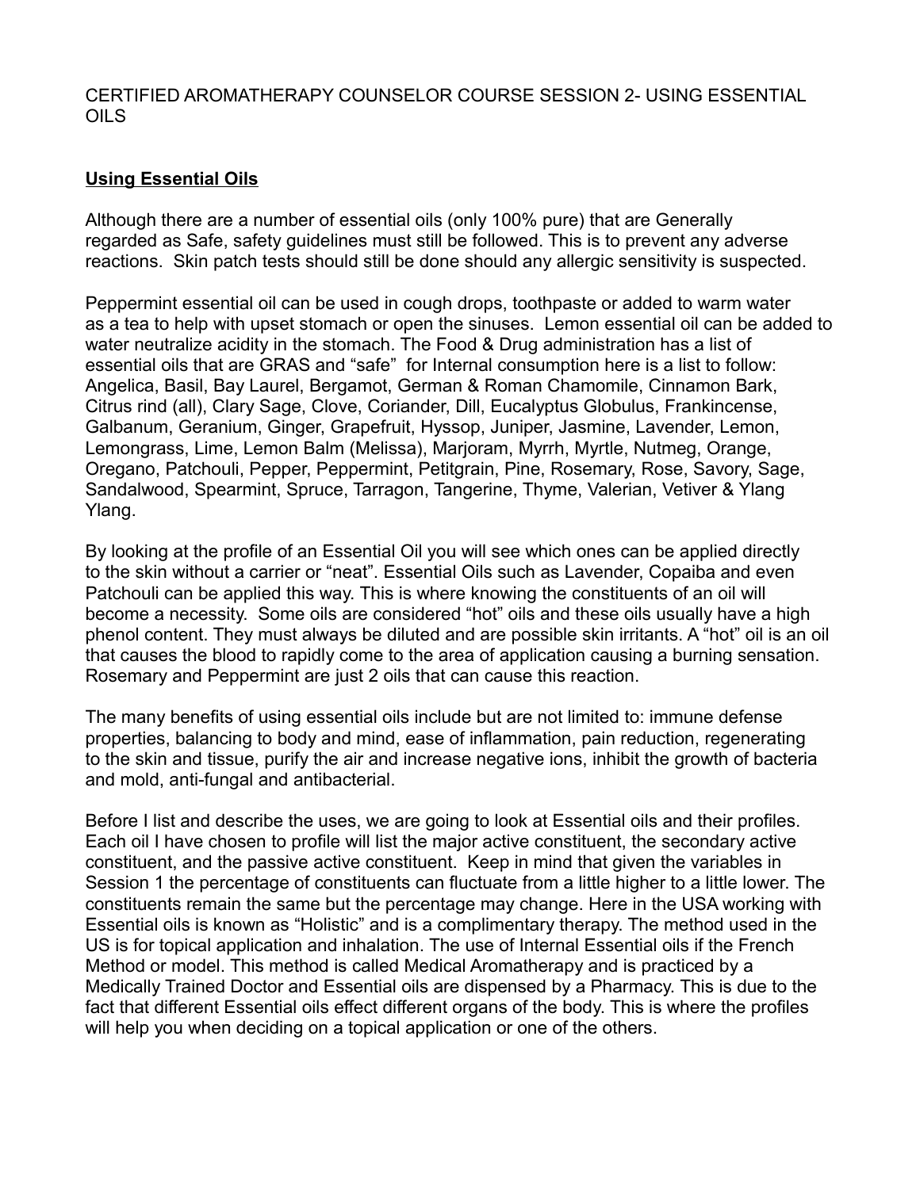CERTIFIED AROMATHERAPY COUNSELOR COURSE SESSION 2- USING ESSENTIAL OILS

## Using Essential Oils

Although there are a number of essential oils (only 100% pure) that are Generally regarded as Safe, safety guidelines must still be followed. This is to prevent any adverse reactions. Skin patch tests should still be done should any allergic sensitivity is suspected.

Peppermint essential oil can be used in cough drops, toothpaste or added to warm water as a tea to help with upset stomach or open the sinuses. Lemon essential oil can be added to water neutralize acidity in the stomach. The Food & Drug administration has a list of essential oils that are GRAS and "safe" for Internal consumption here is a list to follow: Angelica, Basil, Bay Laurel, Bergamot, German & Roman Chamomile, Cinnamon Bark, Citrus rind (all), Clary Sage, Clove, Coriander, Dill, Eucalyptus Globulus, Frankincense, Galbanum, Geranium, Ginger, Grapefruit, Hyssop, Juniper, Jasmine, Lavender, Lemon, Lemongrass, Lime, Lemon Balm (Melissa), Marjoram, Myrrh, Myrtle, Nutmeg, Orange, Oregano, Patchouli, Pepper, Peppermint, Petitgrain, Pine, Rosemary, Rose, Savory, Sage, Sandalwood, Spearmint, Spruce, Tarragon, Tangerine, Thyme, Valerian, Vetiver & Ylang Ylang.

By looking at the profile of an Essential Oil you will see which ones can be applied directly to the skin without a carrier or "neat". Essential Oils such as Lavender, Copaiba and even Patchouli can be applied this way. This is where knowing the constituents of an oil will become a necessity. Some oils are considered "hot" oils and these oils usually have a high phenol content. They must always be diluted and are possible skin irritants. A "hot" oil is an oil that causes the blood to rapidly come to the area of application causing a burning sensation. Rosemary and Peppermint are just 2 oils that can cause this reaction.

The many benefits of using essential oils include but are not limited to: immune defense properties, balancing to body and mind, ease of inflammation, pain reduction, regenerating to the skin and tissue, purify the air and increase negative ions, inhibit the growth of bacteria and mold, anti-fungal and antibacterial.

Before I list and describe the uses, we are going to look at Essential oils and their profiles. Each oil I have chosen to profile will list the major active constituent, the secondary active constituent, and the passive active constituent. Keep in mind that given the variables in Session 1 the percentage of constituents can fluctuate from a little higher to a little lower. The constituents remain the same but the percentage may change. Here in the USA working with Essential oils is known as "Holistic" and is a complimentary therapy. The method used in the US is for topical application and inhalation. The use of Internal Essential oils if the French Method or model. This method is called Medical Aromatherapy and is practiced by a Medically Trained Doctor and Essential oils are dispensed by a Pharmacy. This is due to the fact that different Essential oils effect different organs of the body. This is where the profiles will help you when deciding on a topical application or one of the others.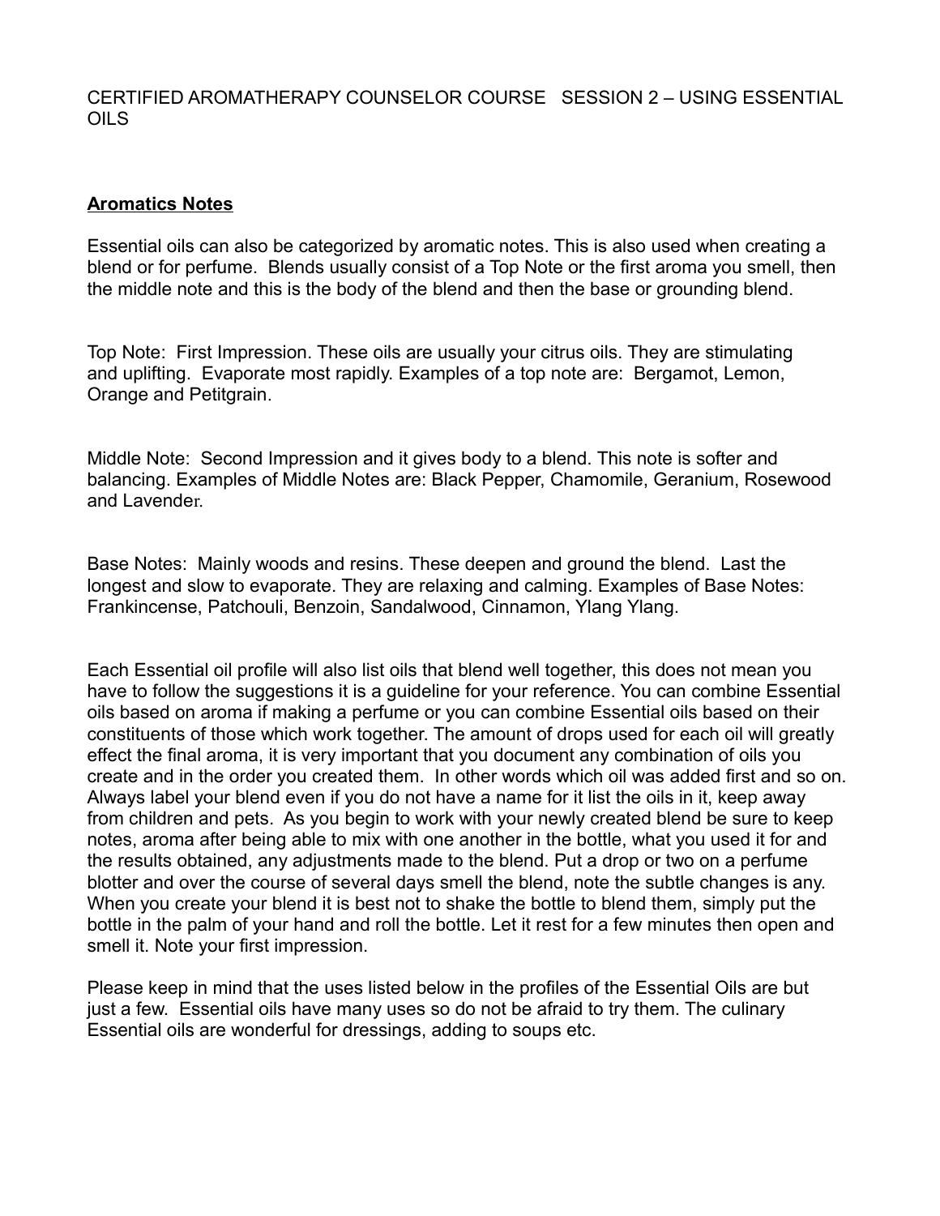CERTIFIED AROMATHERAPY COUNSELOR COURSE SESSION 2 – USING ESSENTIAL OILS

**Aromatics Notes**

Essential oils can also be categorized by aromatic notes. This is also used when creating a blend or for perfume. Blends usually consist of a Top Note or the first aroma you smell, then the middle note and this is the body of the blend and then the base or grounding blend.

Top Note: First Impression. These oils are usually your citrus oils. They are stimulating and uplifting. Evaporate most rapidly. Examples of a top note are: Bergamot, Lemon, Orange and Petitgrain.

Middle Note: Second Impression and it gives body to a blend. This note is softer and balancing. Examples of Middle Notes are: Black Pepper, Chamomile, Geranium, Rosewood and Lavender.

Base Notes: Mainly woods and resins. These deepen and ground the blend. Last the longest and slow to evaporate. They are relaxing and calming. Examples of Base Notes: Frankincense, Patchouli, Benzoin, Sandalwood, Cinnamon, Ylang Ylang.

Each Essential oil profile will also list oils that blend well together, this does not mean you have to follow the suggestions it is a guideline for your reference. You can combine Essential oils based on aroma if making a perfume or you can combine Essential oils based on their constituents of those which work together. The amount of drops used for each oil will greatly effect the final aroma, it is very important that you document any combination of oils you create and in the order you created them. In other words which oil was added first and so on. Always label your blend even if you do not have a name for it list the oils in it, keep away from children and pets. As you begin to work with your newly created blend be sure to keep notes, aroma after being able to mix with one another in the bottle, what you used it for and the results obtained, any adjustments made to the blend. Put a drop or two on a perfume blotter and over the course of several days smell the blend, note the subtle changes is any. When you create your blend it is best not to shake the bottle to blend them, simply put the bottle in the palm of your hand and roll the bottle. Let it rest for a few minutes then open and smell it. Note your first impression.

Please keep in mind that the uses listed below in the profiles of the Essential Oils are but just a few. Essential oils have many uses so do not be afraid to try them. The culinary Essential oils are wonderful for dressings, adding to soups etc.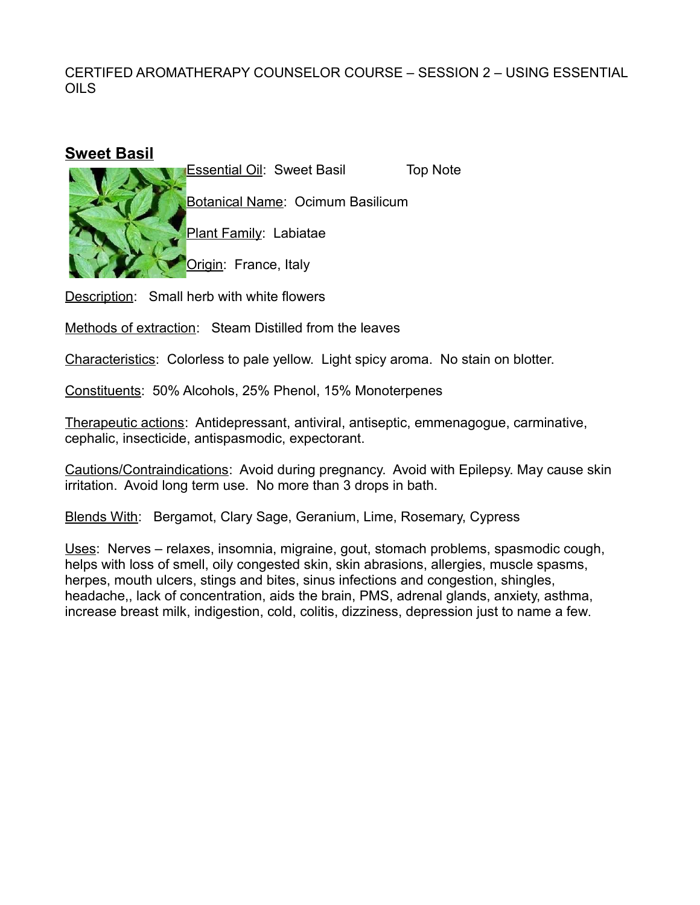CERTIFED AROMATHERAPY COUNSELOR COURSE – SESSION 2 – USING ESSENTIAL OILS

## Sweet Basil

Essential Oil: Sweet Basil Top Note

Botanical Name: Ocimum Basilicum

Plant Family: Labiatae

Origin: France, Italy

Description: Small herb with white flowers

Methods of extraction: Steam Distilled from the leaves

Characteristics: Colorless to pale yellow. Light spicy aroma. No stain on blotter.

Constituents: 50% Alcohols, 25% Phenol, 15% Monoterpenes

Therapeutic actions: Antidepressant, antiviral, antiseptic, emmenagogue, carminative, cephalic, insecticide, antispasmodic, expectorant.

Cautions/Contraindications: Avoid during pregnancy. Avoid with Epilepsy. May cause skin irritation. Avoid long term use. No more than 3 drops in bath.

Blends With: Bergamot, Clary Sage, Geranium, Lime, Rosemary, Cypress

Uses: Nerves – relaxes, insomnia, migraine, gout, stomach problems, spasmodic cough, helps with loss of smell, oily congested skin, skin abrasions, allergies, muscle spasms, herpes, mouth ulcers, stings and bites, sinus infections and congestion, shingles, headache,, lack of concentration, aids the brain, PMS, adrenal glands, anxiety, asthma, increase breast milk, indigestion, cold, colitis, dizziness, depression just to name a few.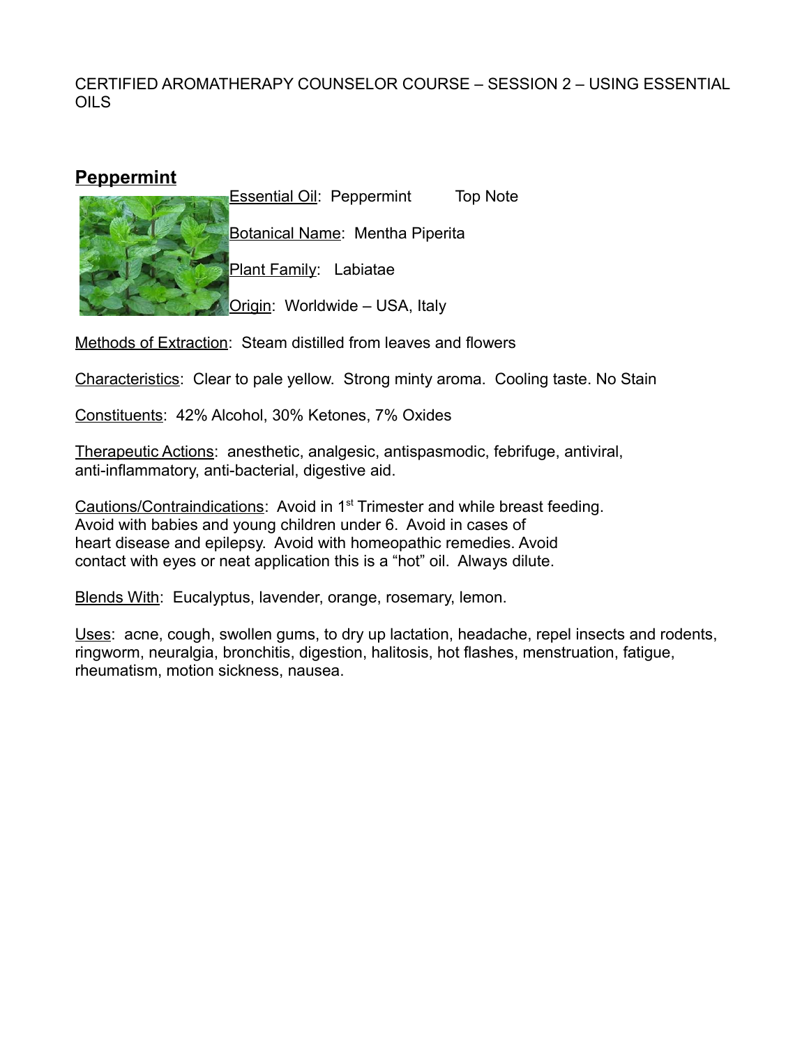CERTIFIED AROMATHERAPY COUNSELOR COURSE – SESSION 2 – USING ESSENTIAL OILS

## Peppermint

Essential Oil: Peppermint Top Note

Botanical Name: Mentha Piperita

Plant Family: Labiatae

Origin: Worldwide – USA, Italy

Methods of Extraction: Steam distilled from leaves and flowers

Characteristics: Clear to pale yellow. Strong minty aroma. Cooling taste. No Stain

Constituents: 42% Alcohol, 30% Ketones, 7% Oxides

Therapeutic Actions: anesthetic, analgesic, antispasmodic, febrifuge, antiviral, anti-inflammatory, anti-bacterial, digestive aid.

Cautions/Contraindications: Avoid in 1st Trimester and while breast feeding. Avoid with babies and young children under 6. Avoid in cases of heart disease and epilepsy. Avoid with homeopathic remedies. Avoid contact with eyes or neat application this is a "hot" oil. Always dilute.

Blends With: Eucalyptus, lavender, orange, rosemary, lemon.

Uses: acne, cough, swollen gums, to dry up lactation, headache, repel insects and rodents, ringworm, neuralgia, bronchitis, digestion, halitosis, hot flashes, menstruation, fatigue, rheumatism, motion sickness, nausea.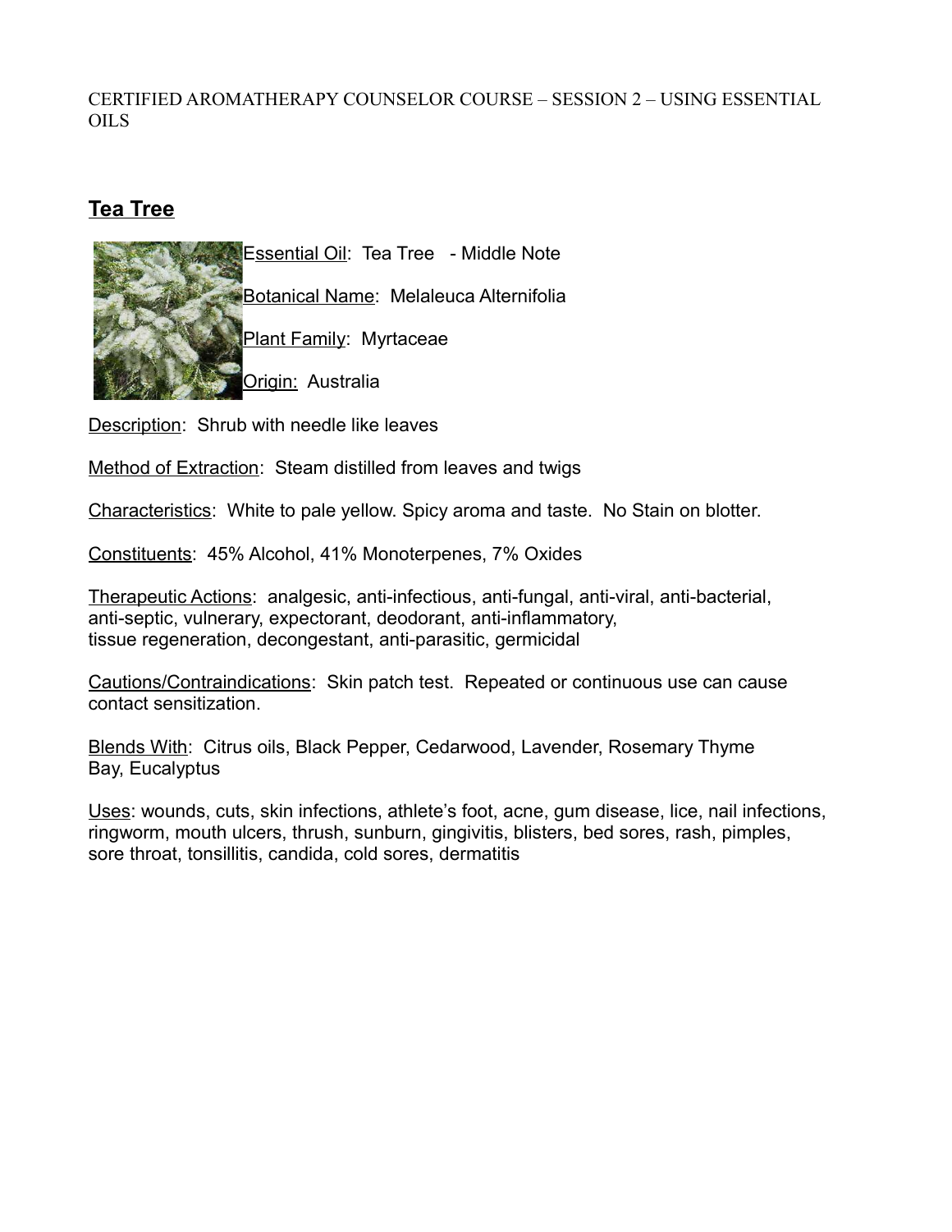CERTIFIED AROMATHERAPY COUNSELOR COURSE – SESSION 2 – USING ESSENTIAL OILS

## Tea Tree

Essential Oil: Tea Tree - Middle Note

Botanical Name: Melaleuca Alternifolia

Plant Family: Myrtaceae

Origin: Australia

Description: Shrub with needle like leaves

Method of Extraction: Steam distilled from leaves and twigs

Characteristics: White to pale yellow. Spicy aroma and taste. No Stain on blotter.

Constituents: 45% Alcohol, 41% Monoterpenes, 7% Oxides

Therapeutic Actions: analgesic, anti-infectious, anti-fungal, anti-viral, anti-bacterial, anti-septic, vulnerary, expectorant, deodorant, anti-inflammatory, tissue regeneration, decongestant, anti-parasitic, germicidal

Cautions/Contraindications: Skin patch test. Repeated or continuous use can cause contact sensitization.

Blends With: Citrus oils, Black Pepper, Cedarwood, Lavender, Rosemary Thyme Bay, Eucalyptus

Uses: wounds, cuts, skin infections, athlete's foot, acne, gum disease, lice, nail infections, ringworm, mouth ulcers, thrush, sunburn, gingivitis, blisters, bed sores, rash, pimples, sore throat, tonsillitis, candida, cold sores, dermatitis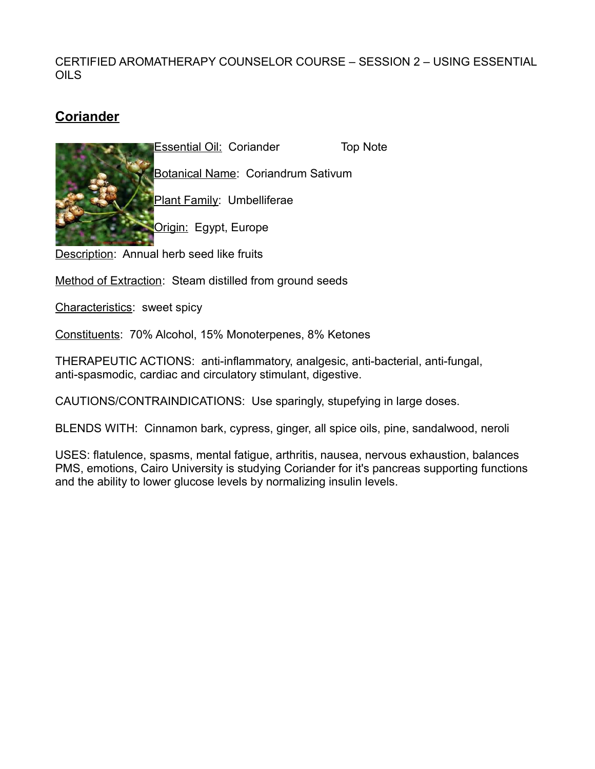CERTIFIED AROMATHERAPY COUNSELOR COURSE – SESSION 2 – USING ESSENTIAL OILS

## **Coriander**

Essential Oil: Coriander Top Note

Botanical Name: Coriandrum Sativum

Plant Family: Umbelliferae

Origin: Egypt, Europe

Description: Annual herb seed like fruits

Method of Extraction: Steam distilled from ground seeds

Characteristics: sweet spicy

Constituents: 70% Alcohol, 15% Monoterpenes, 8% Ketones

THERAPEUTIC ACTIONS: anti-inflammatory, analgesic, anti-bacterial, anti-fungal, anti-spasmodic, cardiac and circulatory stimulant, digestive.

CAUTIONS/CONTRAINDICATIONS: Use sparingly, stupefying in large doses.

BLENDS WITH: Cinnamon bark, cypress, ginger, all spice oils, pine, sandalwood, neroli

USES: flatulence, spasms, mental fatigue, arthritis, nausea, nervous exhaustion, balances PMS, emotions, Cairo University is studying Coriander for it's pancreas supporting functions and the ability to lower glucose levels by normalizing insulin levels.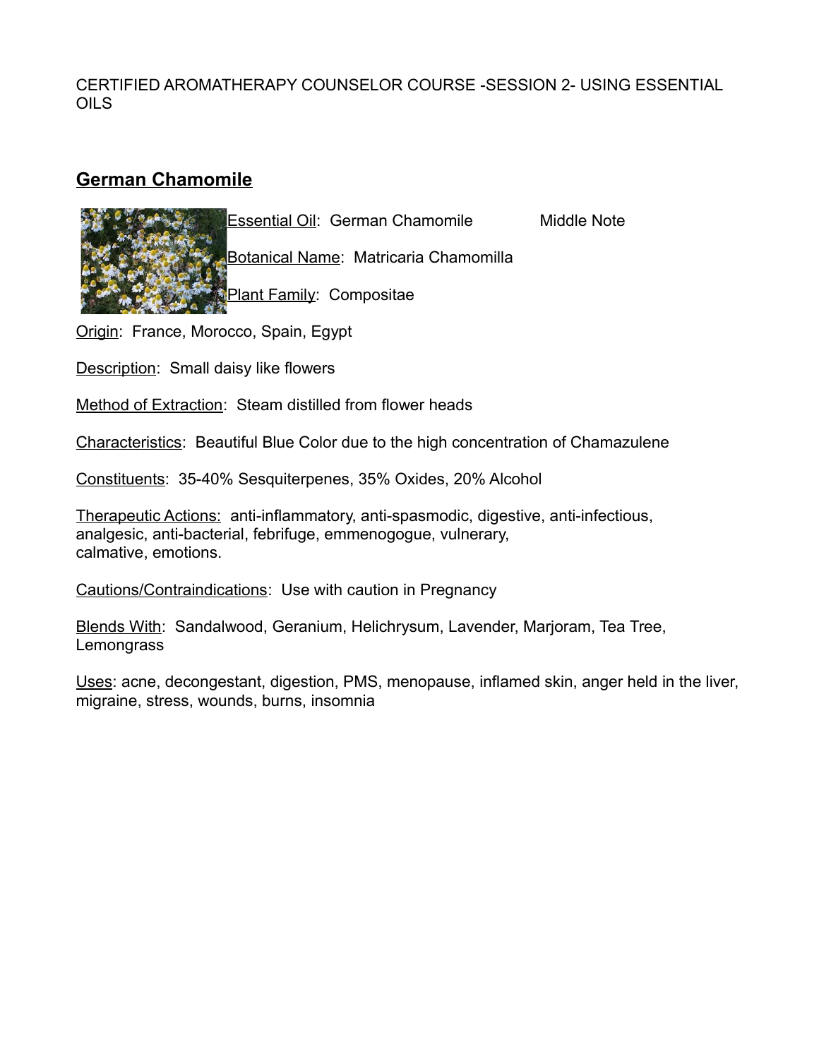CERTIFIED AROMATHERAPY COUNSELOR COURSE -SESSION 2- USING ESSENTIAL OILS

## German Chamomile

Essential Oil: German Chamomile Middle Note

Botanical Name: Matricaria Chamomilla

Plant Family: Compositae

Origin: France, Morocco, Spain, Egypt

Description: Small daisy like flowers

Method of Extraction: Steam distilled from flower heads

Characteristics: Beautiful Blue Color due to the high concentration of Chamazulene

Constituents: 35-40% Sesquiterpenes, 35% Oxides, 20% Alcohol

Therapeutic Actions: anti-inflammatory, anti-spasmodic, digestive, anti-infectious, analgesic, anti-bacterial, febrifuge, emmenogogue, vulnerary, calmative, emotions.

Cautions/Contraindications: Use with caution in Pregnancy

Blends With: Sandalwood, Geranium, Helichrysum, Lavender, Marjoram, Tea Tree, Lemongrass

Uses: acne, decongestant, digestion, PMS, menopause, inflamed skin, anger held in the liver, migraine, stress, wounds, burns, insomnia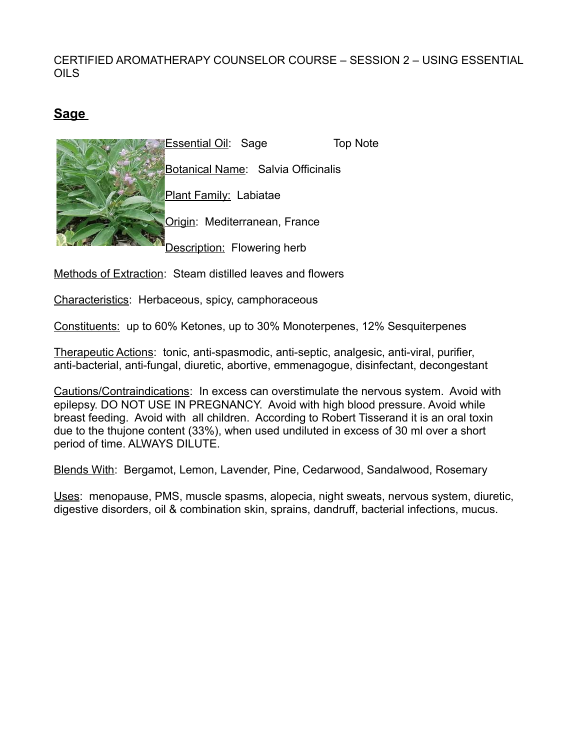CERTIFIED AROMATHERAPY COUNSELOR COURSE – SESSION 2 – USING ESSENTIAL OILS

## **Sage**

Essential Oil: Sage Top Note

Botanical Name: Salvia Officinalis

Plant Family: Labiatae

Origin: Mediterranean, France

Description: Flowering herb

Methods of Extraction: Steam distilled leaves and flowers

Characteristics: Herbaceous, spicy, camphoraceous

Constituents: up to 60% Ketones, up to 30% Monoterpenes, 12% Sesquiterpenes

Therapeutic Actions: tonic, anti-spasmodic, anti-septic, analgesic, anti-viral, purifier, anti-bacterial, anti-fungal, diuretic, abortive, emmenagogue, disinfectant, decongestant

Cautions/Contraindications: In excess can overstimulate the nervous system. Avoid with epilepsy. DO NOT USE IN PREGNANCY. Avoid with high blood pressure. Avoid while breast feeding. Avoid with all children. According to Robert Tisserand it is an oral toxin due to the thujone content (33%), when used undiluted in excess of 30 ml over a short period of time. ALWAYS DILUTE.

Blends With: Bergamot, Lemon, Lavender, Pine, Cedarwood, Sandalwood, Rosemary

Uses: menopause, PMS, muscle spasms, alopecia, night sweats, nervous system, diuretic, digestive disorders, oil & combination skin, sprains, dandruff, bacterial infections, mucus.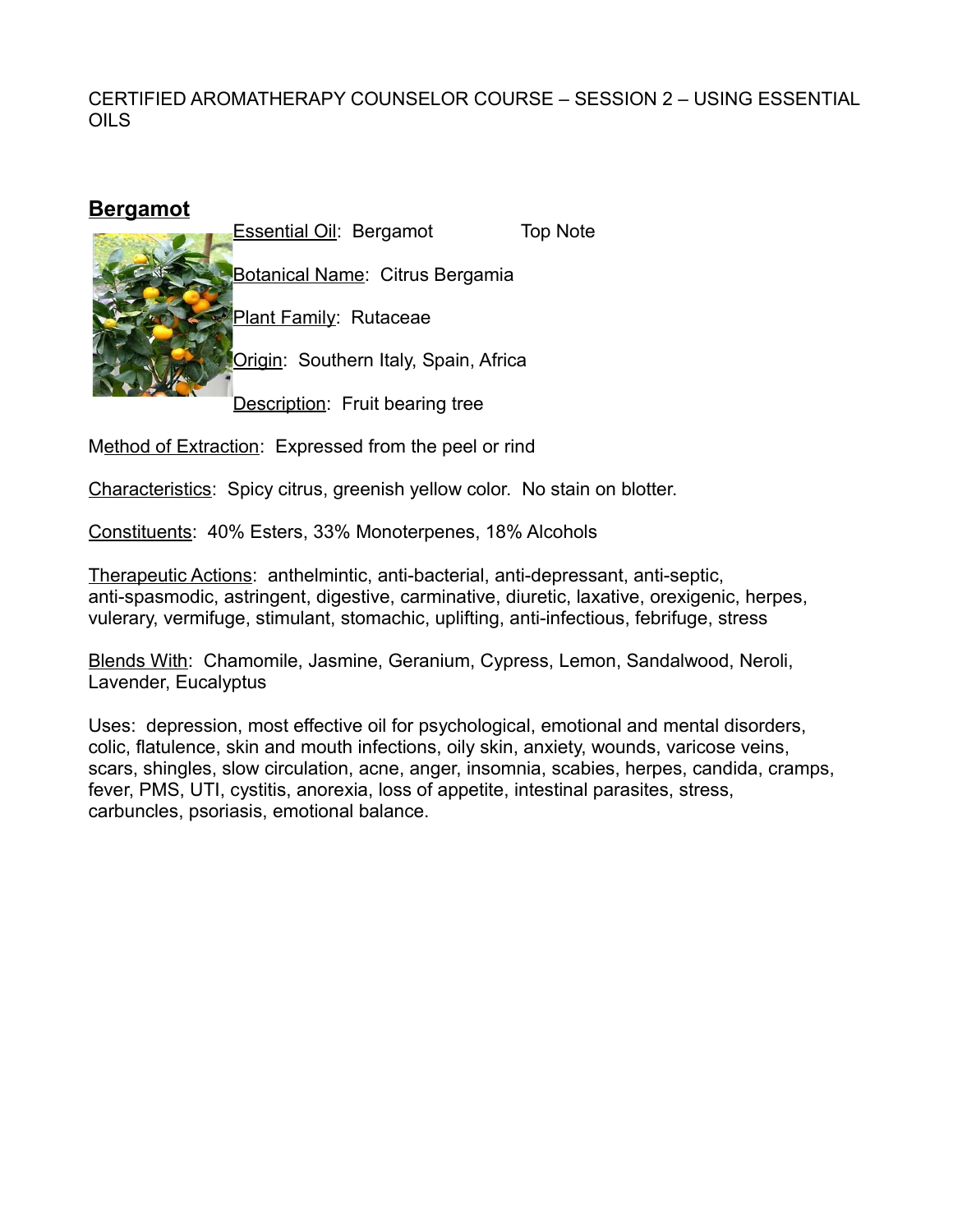CERTIFIED AROMATHERAPY COUNSELOR COURSE – SESSION 2 – USING ESSENTIAL OILS

## Bergamot

Essential Oil: Bergamot Top Note

Botanical Name: Citrus Bergamia

Plant Family: Rutaceae

Origin: Southern Italy, Spain, Africa

Description: Fruit bearing tree

Method of Extraction: Expressed from the peel or rind

Characteristics: Spicy citrus, greenish yellow color. No stain on blotter.

Constituents: 40% Esters, 33% Monoterpenes, 18% Alcohols

Therapeutic Actions: anthelmintic, anti-bacterial, anti-depressant, anti-septic, anti-spasmodic, astringent, digestive, carminative, diuretic, laxative, orexigenic, herpes, vulerary, vermifuge, stimulant, stomachic, uplifting, anti-infectious, febrifuge, stress

Blends With: Chamomile, Jasmine, Geranium, Cypress, Lemon, Sandalwood, Neroli, Lavender, Eucalyptus

Uses: depression, most effective oil for psychological, emotional and mental disorders, colic, flatulence, skin and mouth infections, oily skin, anxiety, wounds, varicose veins, scars, shingles, slow circulation, acne, anger, insomnia, scabies, herpes, candida, cramps, fever, PMS, UTI, cystitis, anorexia, loss of appetite, intestinal parasites, stress, carbuncles, psoriasis, emotional balance.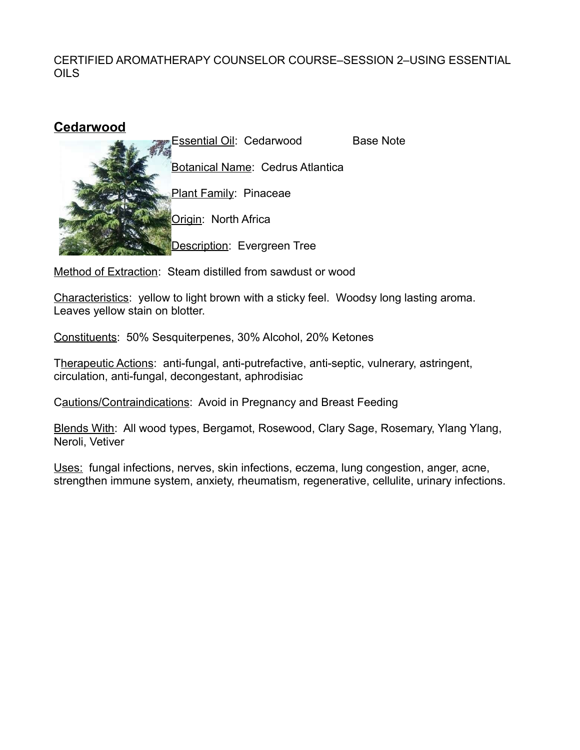CERTIFIED AROMATHERAPY COUNSELOR COURSE–SESSION 2–USING ESSENTIAL OILS

## Cedarwood

Essential Oil: Cedarwood Base Note

Botanical Name: Cedrus Atlantica

Plant Family: Pinaceae

Origin: North Africa

Description: Evergreen Tree

Method of Extraction: Steam distilled from sawdust or wood

Characteristics: yellow to light brown with a sticky feel. Woodsy long lasting aroma. Leaves yellow stain on blotter.

Constituents: 50% Sesquiterpenes, 30% Alcohol, 20% Ketones

Therapeutic Actions: anti-fungal, anti-putrefactive, anti-septic, vulnerary, astringent, circulation, anti-fungal, decongestant, aphrodisiac

Cautions/Contraindications: Avoid in Pregnancy and Breast Feeding

Blends With: All wood types, Bergamot, Rosewood, Clary Sage, Rosemary, Ylang Ylang, Neroli, Vetiver

Uses: fungal infections, nerves, skin infections, eczema, lung congestion, anger, acne, strengthen immune system, anxiety, rheumatism, regenerative, cellulite, urinary infections.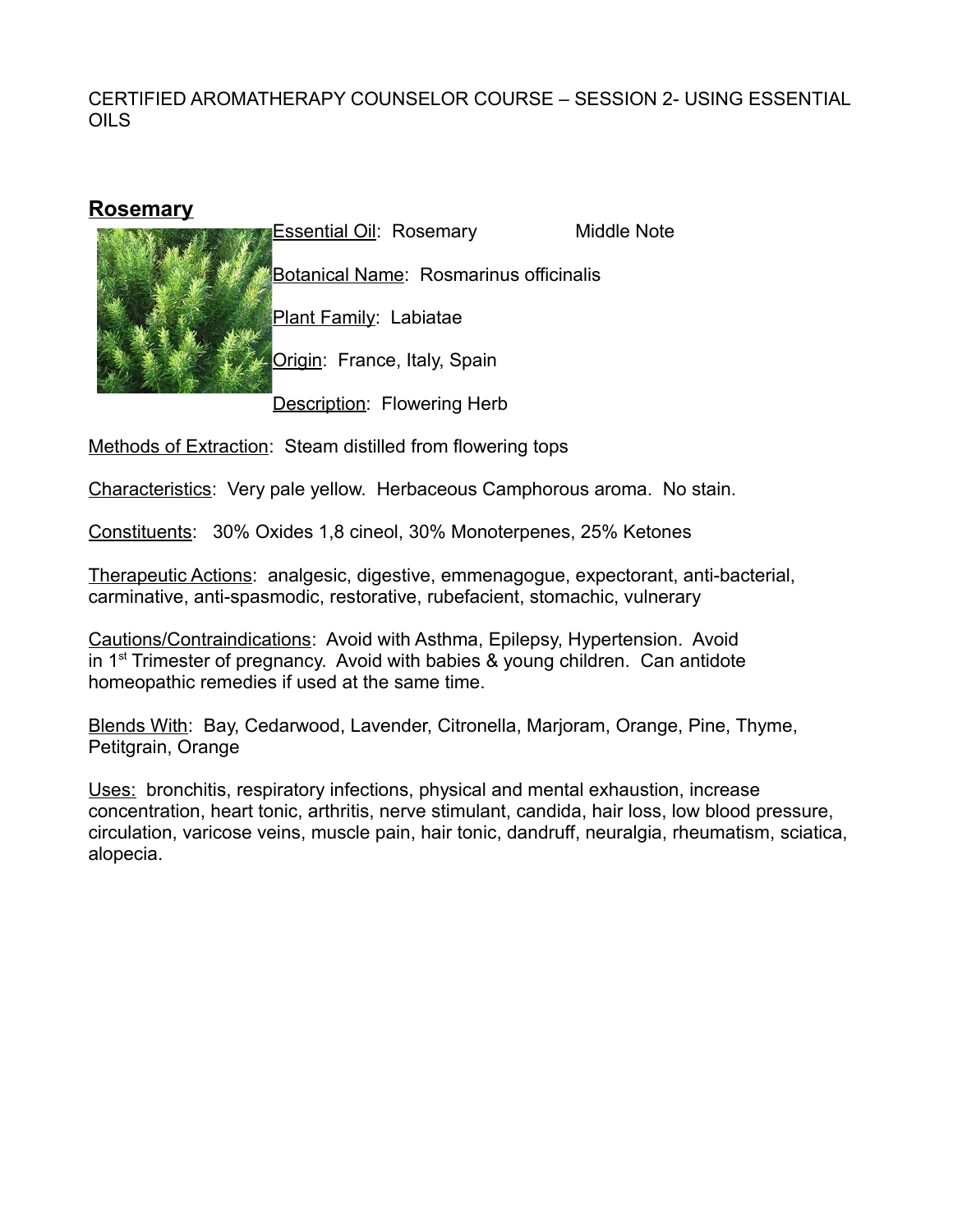CERTIFIED AROMATHERAPY COUNSELOR COURSE – SESSION 2- USING ESSENTIAL OILS

## Rosemary

Essential Oil: Rosemary Middle Note

Botanical Name: Rosmarinus officinalis

Plant Family: Labiatae

Origin: France, Italy, Spain

Description: Flowering Herb

Methods of Extraction: Steam distilled from flowering tops

Characteristics: Very pale yellow. Herbaceous Camphorous aroma. No stain.

Constituents: 30% Oxides 1,8 cineol, 30% Monoterpenes, 25% Ketones

Therapeutic Actions: analgesic, digestive, emmenagogue, expectorant, anti-bacterial, carminative, anti-spasmodic, restorative, rubefacient, stomachic, vulnerary

Cautions/Contraindications: Avoid with Asthma, Epilepsy, Hypertension. Avoid in 1st Trimester of pregnancy. Avoid with babies & young children. Can antidote homeopathic remedies if used at the same time.

Blends With: Bay, Cedarwood, Lavender, Citronella, Marjoram, Orange, Pine, Thyme, Petitgrain, Orange

Uses: bronchitis, respiratory infections, physical and mental exhaustion, increase concentration, heart tonic, arthritis, nerve stimulant, candida, hair loss, low blood pressure, circulation, varicose veins, muscle pain, hair tonic, dandruff, neuralgia, rheumatism, sciatica, alopecia.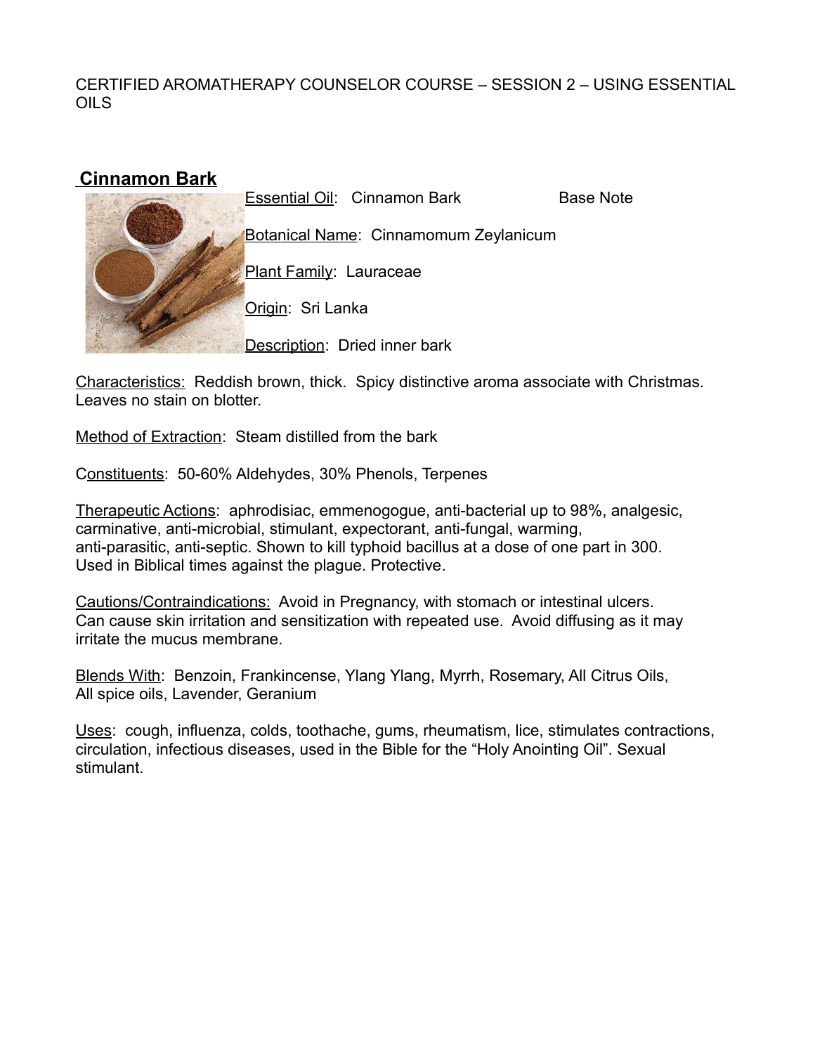CERTIFIED AROMATHERAPY COUNSELOR COURSE – SESSION 2 – USING ESSENTIAL OILS

## Cinnamon Bark

Essential Oil: Cinnamon Bark Base Note

Botanical Name: Cinnamomum Zeylanicum

Plant Family: Lauraceae

Origin: Sri Lanka

Description: Dried inner bark

Characteristics: Reddish brown, thick. Spicy distinctive aroma associate with Christmas. Leaves no stain on blotter.

Method of Extraction: Steam distilled from the bark

Constituents: 50-60% Aldehydes, 30% Phenols, Terpenes

Therapeutic Actions: aphrodisiac, emmenogogue, anti-bacterial up to 98%, analgesic, carminative, anti-microbial, stimulant, expectorant, anti-fungal, warming, anti-parasitic, anti-septic. Shown to kill typhoid bacillus at a dose of one part in 300. Used in Biblical times against the plague. Protective.

Cautions/Contraindications: Avoid in Pregnancy, with stomach or intestinal ulcers. Can cause skin irritation and sensitization with repeated use. Avoid diffusing as it may irritate the mucus membrane.

Blends With: Benzoin, Frankincense, Ylang Ylang, Myrrh, Rosemary, All Citrus Oils, All spice oils, Lavender, Geranium

Uses: cough, influenza, colds, toothache, gums, rheumatism, lice, stimulates contractions, circulation, infectious diseases, used in the Bible for the "Holy Anointing Oil". Sexual stimulant.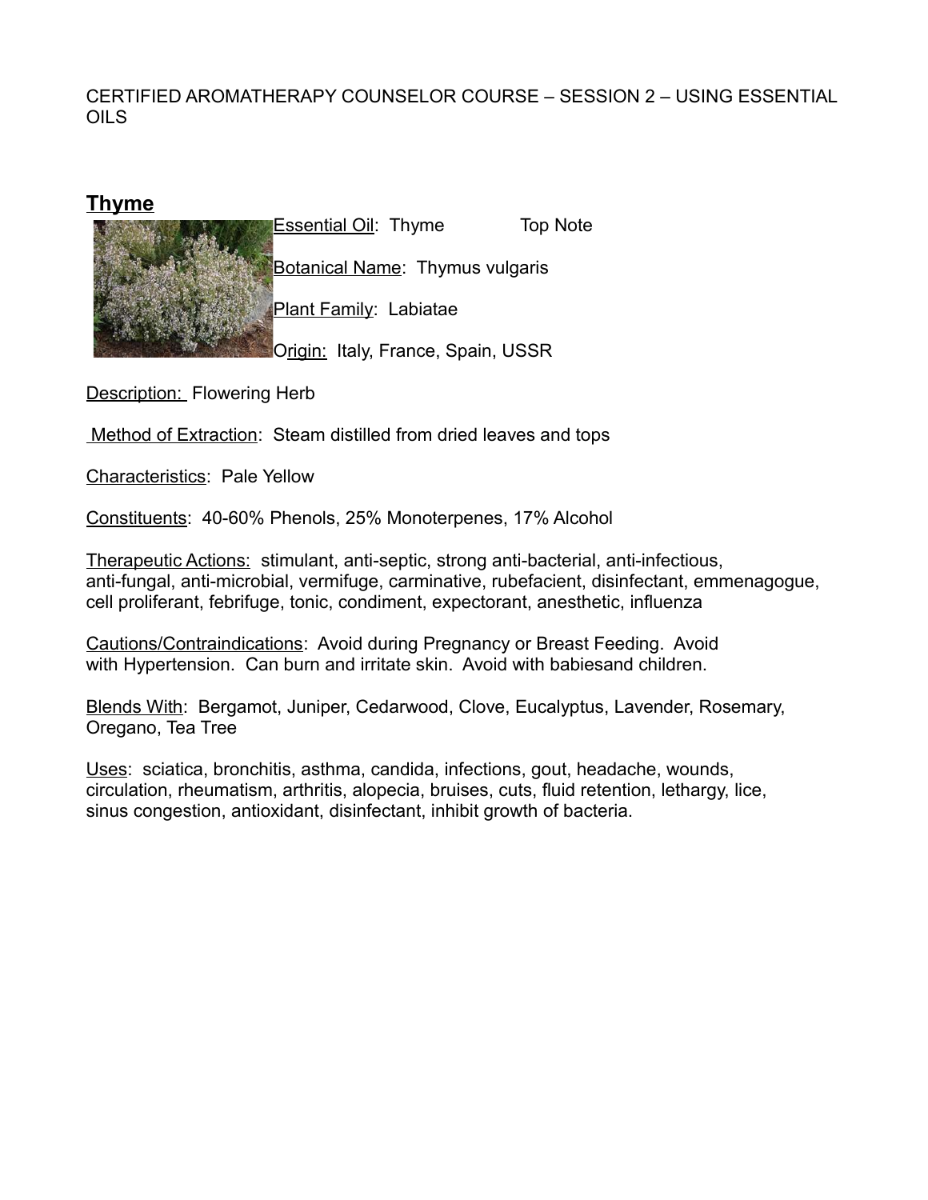CERTIFIED AROMATHERAPY COUNSELOR COURSE – SESSION 2 – USING ESSENTIAL OILS

## Thyme

Essential Oil: Thyme  Top Note

Botanical Name: Thymus vulgaris

Plant Family: Labiatae

Origin: Italy, France, Spain, USSR

Description: Flowering Herb

Method of Extraction: Steam distilled from dried leaves and tops

Characteristics: Pale Yellow

Constituents: 40-60% Phenols, 25% Monoterpenes, 17% Alcohol

Therapeutic Actions: stimulant, anti-septic, strong anti-bacterial, anti-infectious, anti-fungal, anti-microbial, vermifuge, carminative, rubefacient, disinfectant, emmenagogue, cell proliferant, febrifuge, tonic, condiment, expectorant, anesthetic, influenza

Cautions/Contraindications: Avoid during Pregnancy or Breast Feeding. Avoid with Hypertension. Can burn and irritate skin. Avoid with babiesand children.

Blends With: Bergamot, Juniper, Cedarwood, Clove, Eucalyptus, Lavender, Rosemary, Oregano, Tea Tree

Uses: sciatica, bronchitis, asthma, candida, infections, gout, headache, wounds, circulation, rheumatism, arthritis, alopecia, bruises, cuts, fluid retention, lethargy, lice, sinus congestion, antioxidant, disinfectant, inhibit growth of bacteria.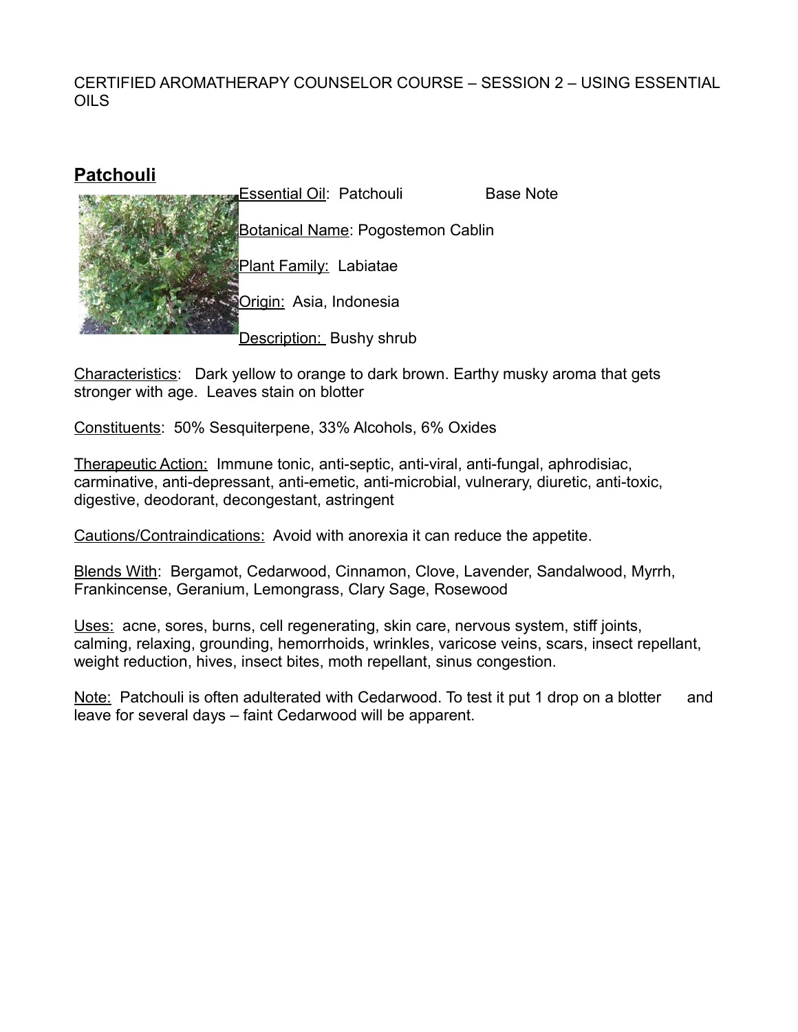CERTIFIED AROMATHERAPY COUNSELOR COURSE – SESSION 2 – USING ESSENTIAL OILS

## Patchouli

Essential Oil: Patchouli        Base Note

Botanical Name: Pogostemon Cablin

Plant Family: Labiatae

Origin: Asia, Indonesia

Description: Bushy shrub

Characteristics: Dark yellow to orange to dark brown. Earthy musky aroma that gets stronger with age. Leaves stain on blotter

Constituents: 50% Sesquiterpene, 33% Alcohols, 6% Oxides

Therapeutic Action: Immune tonic, anti-septic, anti-viral, anti-fungal, aphrodisiac, carminative, anti-depressant, anti-emetic, anti-microbial, vulnerary, diuretic, anti-toxic, digestive, deodorant, decongestant, astringent

Cautions/Contraindications: Avoid with anorexia it can reduce the appetite.

Blends With: Bergamot, Cedarwood, Cinnamon, Clove, Lavender, Sandalwood, Myrrh, Frankincense, Geranium, Lemongrass, Clary Sage, Rosewood

Uses: acne, sores, burns, cell regenerating, skin care, nervous system, stiff joints, calming, relaxing, grounding, hemorrhoids, wrinkles, varicose veins, scars, insect repellant, weight reduction, hives, insect bites, moth repellant, sinus congestion.

Note: Patchouli is often adulterated with Cedarwood. To test it put 1 drop on a blotter and leave for several days – faint Cedarwood will be apparent.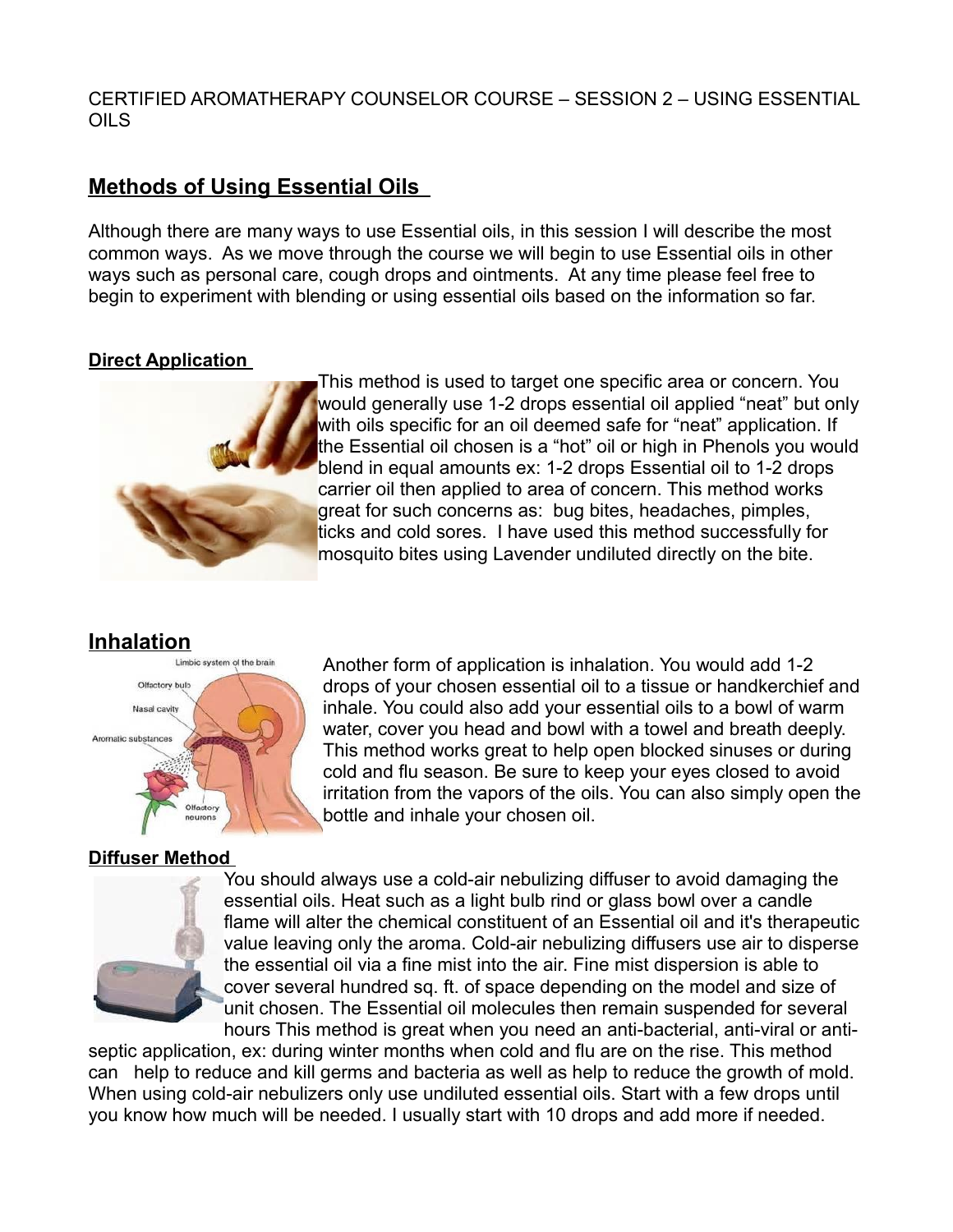CERTIFIED AROMATHERAPY COUNSELOR COURSE – SESSION 2 – USING ESSENTIAL OILS

## Methods of Using Essential Oils

Although there are many ways to use Essential oils, in this session I will describe the most common ways. As we move through the course we will begin to use Essential oils in other ways such as personal care, cough drops and ointments. At any time please feel free to begin to experiment with blending or using essential oils based on the information so far.

### Direct Application

This method is used to target one specific area or concern. You would generally use 1-2 drops essential oil applied "neat" but only with oils specific for an oil deemed safe for "neat" application. If the Essential oil chosen is a "hot" oil or high in Phenols you would blend in equal amounts ex: 1-2 drops Essential oil to 1-2 drops carrier oil then applied to area of concern. This method works great for such concerns as: bug bites, headaches, pimples, ticks and cold sores. I have used this method successfully for mosquito bites using Lavender undiluted directly on the bite.

## Inhalation

Another form of application is inhalation. You would add 1-2 drops of your chosen essential oil to a tissue or handkerchief and inhale. You could also add your essential oils to a bowl of warm water, cover you head and bowl with a towel and breath deeply. This method works great to help open blocked sinuses or during cold and flu season. Be sure to keep your eyes closed to avoid irritation from the vapors of the oils. You can also simply open the bottle and inhale your chosen oil.

### Diffuser Method

You should always use a cold-air nebulizing diffuser to avoid damaging the essential oils. Heat such as a light bulb rind or glass bowl over a candle flame will alter the chemical constituent of an Essential oil and it's therapeutic value leaving only the aroma. Cold-air nebulizing diffusers use air to disperse the essential oil via a fine mist into the air. Fine mist dispersion is able to cover several hundred sq. ft. of space depending on the model and size of unit chosen. The Essential oil molecules then remain suspended for several hours This method is great when you need an anti-bacterial, anti-viral or anti-septic application, ex: during winter months when cold and flu are on the rise. This method can help to reduce and kill germs and bacteria as well as help to reduce the growth of mold. When using cold-air nebulizers only use undiluted essential oils. Start with a few drops until you know how much will be needed. I usually start with 10 drops and add more if needed.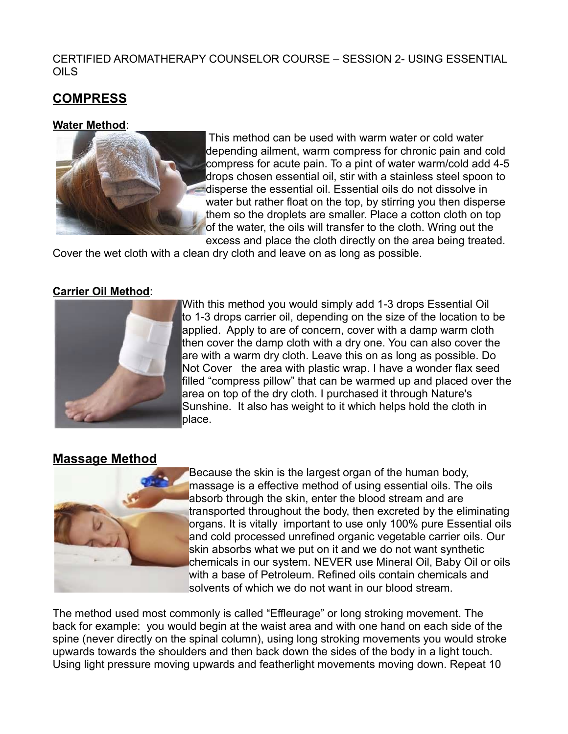CERTIFIED AROMATHERAPY COUNSELOR COURSE – SESSION 2- USING ESSENTIAL OILS

## COMPRESS

**Water Method**:

This method can be used with warm water or cold water depending ailment, warm compress for chronic pain and cold compress for acute pain. To a pint of water warm/cold add 4-5 drops chosen essential oil, stir with a stainless steel spoon to disperse the essential oil. Essential oils do not dissolve in water but rather float on the top, by stirring you then disperse them so the droplets are smaller. Place a cotton cloth on top of the water, the oils will transfer to the cloth. Wring out the excess and place the cloth directly on the area being treated. Cover the wet cloth with a clean dry cloth and leave on as long as possible.

**Carrier Oil Method**:

With this method you would simply add 1-3 drops Essential Oil to 1-3 drops carrier oil, depending on the size of the location to be applied. Apply to are of concern, cover with a damp warm cloth then cover the damp cloth with a dry one. You can also cover the are with a warm dry cloth. Leave this on as long as possible. Do Not Cover the area with plastic wrap. I have a wonder flax seed filled "compress pillow" that can be warmed up and placed over the area on top of the dry cloth. I purchased it through Nature's Sunshine. It also has weight to it which helps hold the cloth in place.

## Massage Method

Because the skin is the largest organ of the human body, massage is a effective method of using essential oils. The oils absorb through the skin, enter the blood stream and are transported throughout the body, then excreted by the eliminating organs. It is vitally important to use only 100% pure Essential oils and cold processed unrefined organic vegetable carrier oils. Our skin absorbs what we put on it and we do not want synthetic chemicals in our system. NEVER use Mineral Oil, Baby Oil or oils with a base of Petroleum. Refined oils contain chemicals and solvents of which we do not want in our blood stream.

The method used most commonly is called "Effleurage" or long stroking movement. The back for example: you would begin at the waist area and with one hand on each side of the spine (never directly on the spinal column), using long stroking movements you would stroke upwards towards the shoulders and then back down the sides of the body in a light touch. Using light pressure moving upwards and featherlight movements moving down. Repeat 10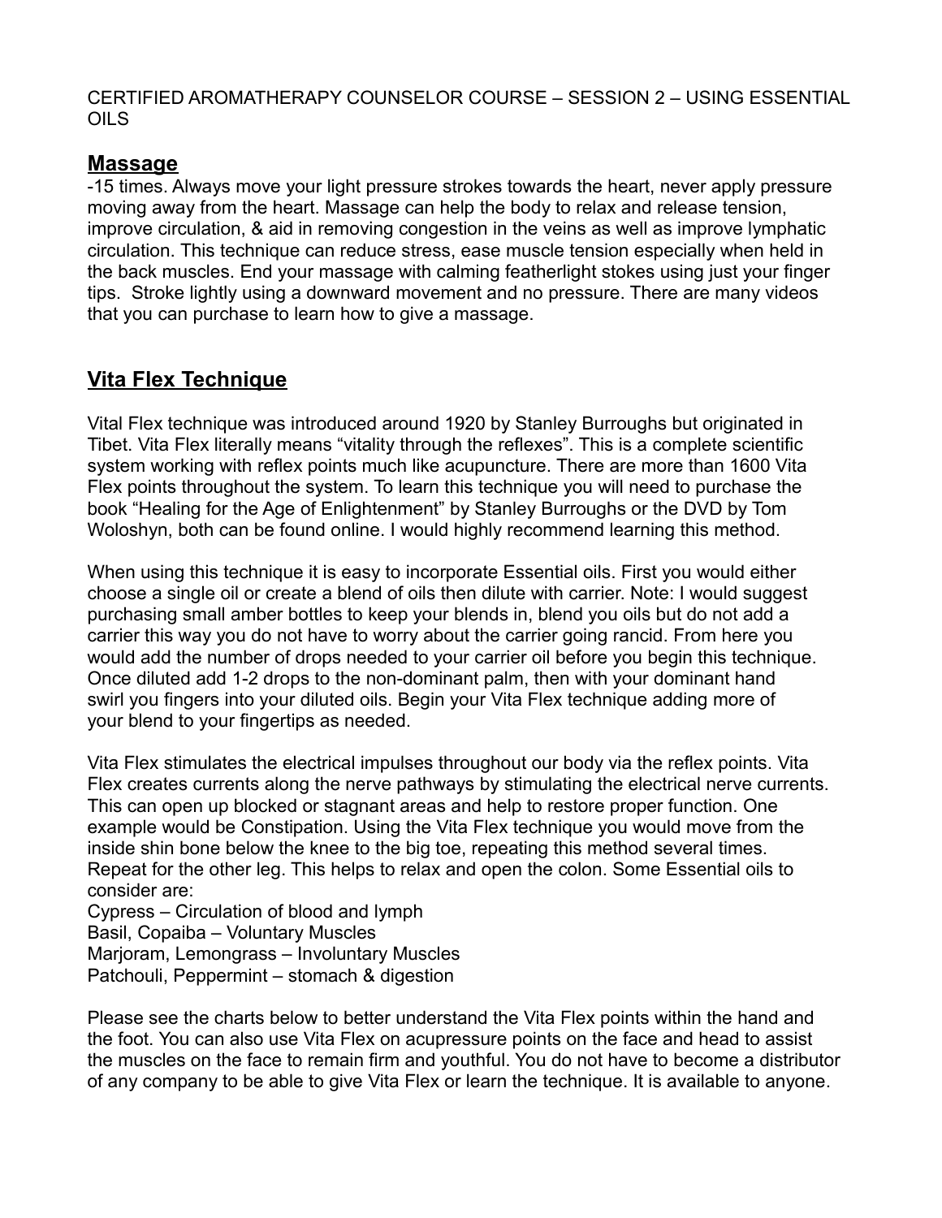CERTIFIED AROMATHERAPY COUNSELOR COURSE – SESSION 2 – USING ESSENTIAL OILS

## Massage

-15 times. Always move your light pressure strokes towards the heart, never apply pressure moving away from the heart. Massage can help the body to relax and release tension, improve circulation, & aid in removing congestion in the veins as well as improve lymphatic circulation. This technique can reduce stress, ease muscle tension especially when held in the back muscles. End your massage with calming featherlight stokes using just your finger tips. Stroke lightly using a downward movement and no pressure. There are many videos that you can purchase to learn how to give a massage.

## Vita Flex Technique

Vital Flex technique was introduced around 1920 by Stanley Burroughs but originated in Tibet. Vita Flex literally means "vitality through the reflexes". This is a complete scientific system working with reflex points much like acupuncture. There are more than 1600 Vita Flex points throughout the system. To learn this technique you will need to purchase the book "Healing for the Age of Enlightenment" by Stanley Burroughs or the DVD by Tom Woloshyn, both can be found online. I would highly recommend learning this method.

When using this technique it is easy to incorporate Essential oils. First you would either choose a single oil or create a blend of oils then dilute with carrier. Note: I would suggest purchasing small amber bottles to keep your blends in, blend you oils but do not add a carrier this way you do not have to worry about the carrier going rancid. From here you would add the number of drops needed to your carrier oil before you begin this technique. Once diluted add 1-2 drops to the non-dominant palm, then with your dominant hand swirl you fingers into your diluted oils. Begin your Vita Flex technique adding more of your blend to your fingertips as needed.

Vita Flex stimulates the electrical impulses throughout our body via the reflex points. Vita Flex creates currents along the nerve pathways by stimulating the electrical nerve currents. This can open up blocked or stagnant areas and help to restore proper function. One example would be Constipation. Using the Vita Flex technique you would move from the inside shin bone below the knee to the big toe, repeating this method several times. Repeat for the other leg. This helps to relax and open the colon. Some Essential oils to consider are:

Cypress – Circulation of blood and lymph
Basil, Copaiba – Voluntary Muscles
Marjoram, Lemongrass – Involuntary Muscles
Patchouli, Peppermint – stomach & digestion

Please see the charts below to better understand the Vita Flex points within the hand and the foot. You can also use Vita Flex on acupressure points on the face and head to assist the muscles on the face to remain firm and youthful. You do not have to become a distributor of any company to be able to give Vita Flex or learn the technique. It is available to anyone.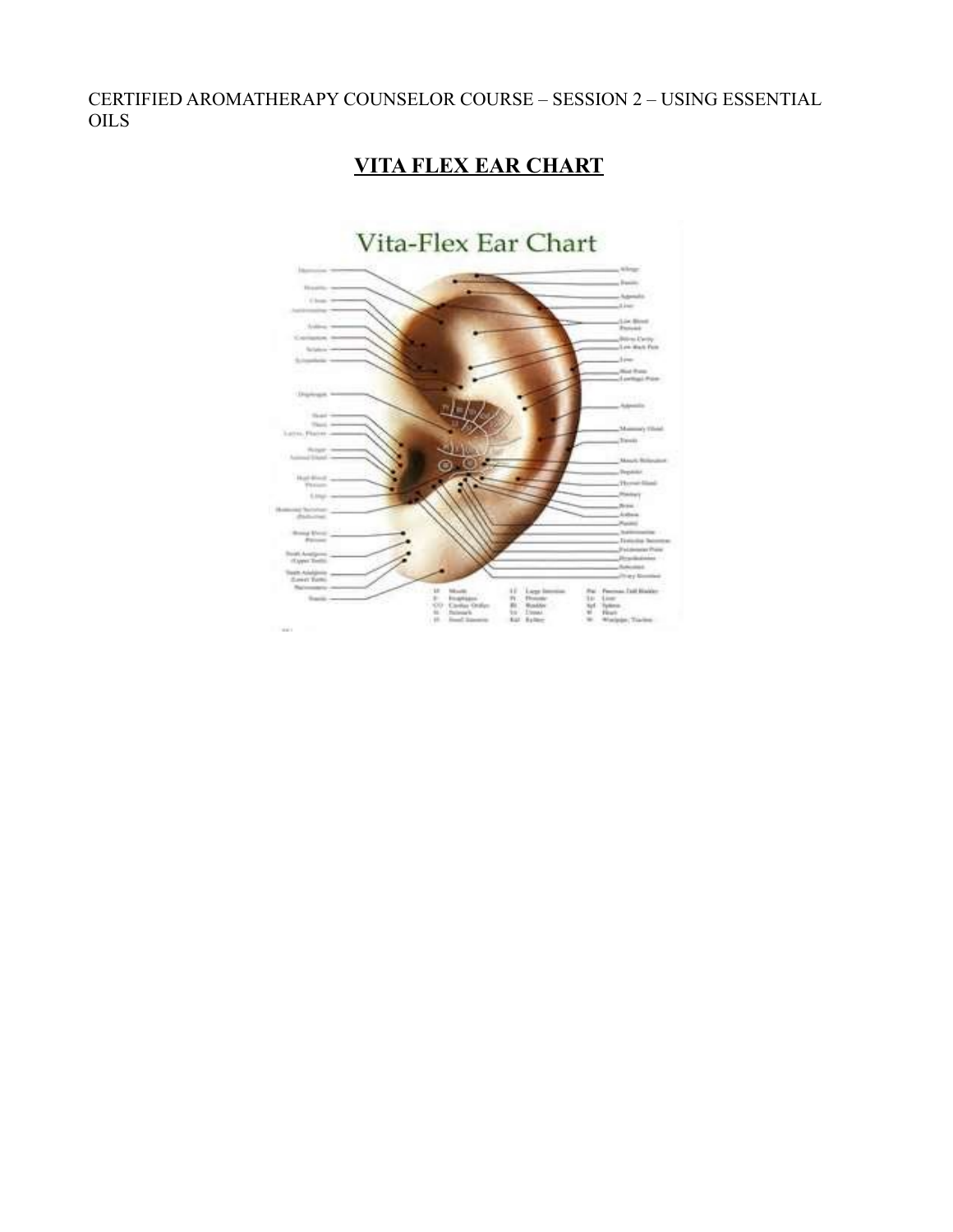CERTIFIED AROMATHERAPY COUNSELOR COURSE – SESSION 2 – USING ESSENTIAL OILS

## VITA FLEX EAR CHART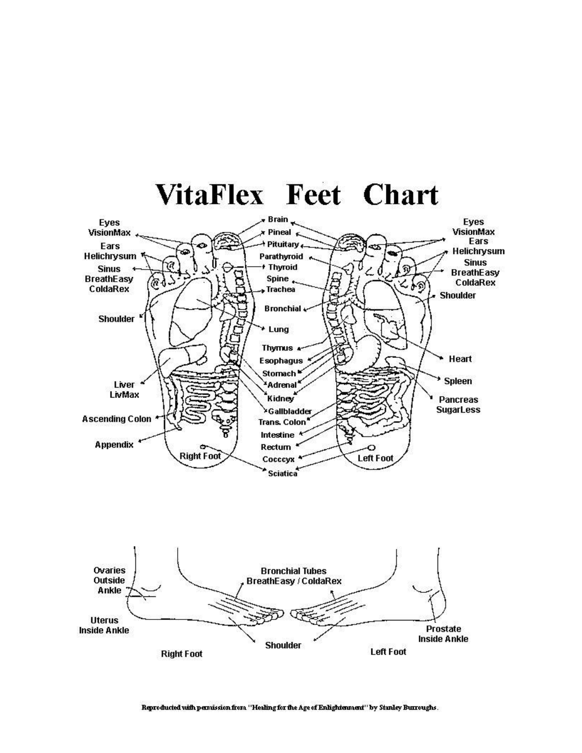# VitaFlex Feet Chart

Eyes VisionMax

Ears Helichrysum

Sinus BreathEasy ColdaRex

Shoulder

Liver LivMax

Ascending Colon

Appendix

Right Foot

Brain

Pineal

Pituitary

Parathyroid

Thyroid

Spine

Trachea

Bronchial

Lung

Thymus

Esophagus

Stomach

Adrenal

Kidney

Gallbladder

Trans. Colon

Intestine

Rectum

Cocccyx

Sciatica

Eyes VisionMax

Ears Helichrysum

Sinus BreathEasy ColdaRex

Shoulder

Heart

Spleen

Pancreas SugarLess

Left Foot

Ovaries Outside Ankle

Uterus Inside Ankle

Bronchial Tubes BreathEasy / ColdaRex

Shoulder

Prostate Inside Ankle

Right Foot

Left Foot

Reproducted with permission from "Healing for the Age of Enlightenment" by Stanley Burroughs.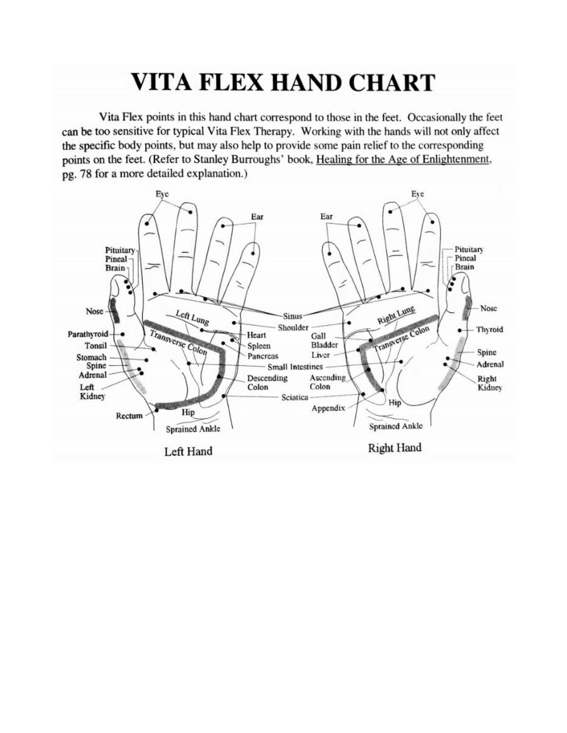# VITA FLEX HAND CHART

Vita Flex points in this hand chart correspond to those in the feet. Occasionally the feet can be too sensitive for typical Vita Flex Therapy. Working with the hands will not only affect the specific body points, but may also help to provide some pain relief to the corresponding points on the feet. (Refer to Stanley Burroughs' book, Healing for the Age of Enlightenment, pg. 78 for a more detailed explanation.)

Eye, Ear, Pituitary, Pineal, Brain, Nose, Sinus, Left Lung, Shoulder, Parathyroid, Heart, Tonsil, Transverse Colon, Spleen, Stomach, Pancreas, Spine, Small Intestines, Adrenal, Descending Colon, Left Kidney, Sciatica, Rectum, Hip, Sprained Ankle

Left Hand

Eye, Ear, Pituitary, Pineal, Brain, Nose, Sinus, Right Lung, Shoulder, Thyroid, Gall Bladder, Transverse Colon, Liver, Spine, Small Intestines, Adrenal, Ascending Colon, Right Kidney, Sciatica, Appendix, Hip, Sprained Ankle

Right Hand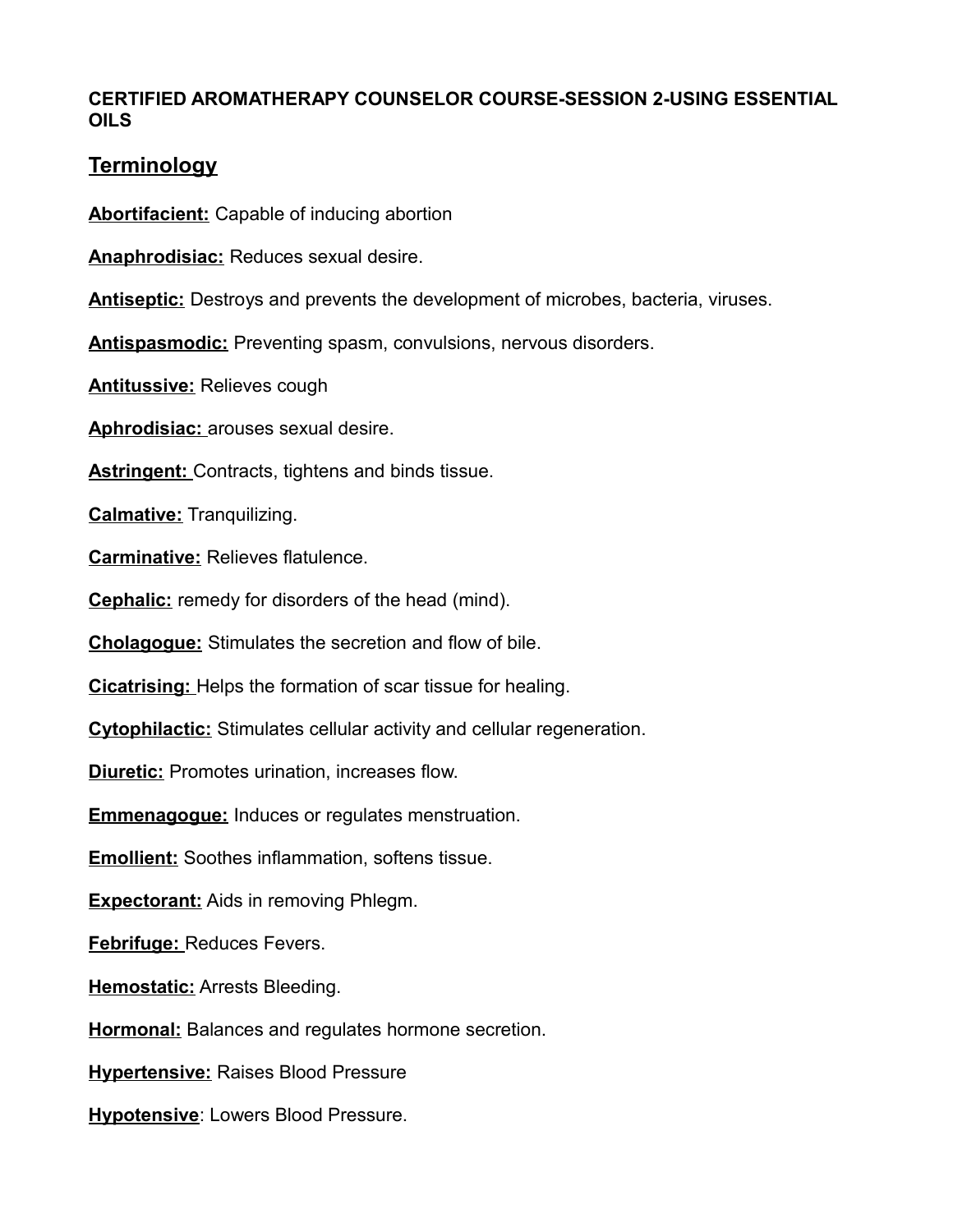**CERTIFIED AROMATHERAPY COUNSELOR COURSE-SESSION 2-USING ESSENTIAL OILS**

## Terminology

**Abortifacient:** Capable of inducing abortion

**Anaphrodisiac:** Reduces sexual desire.

**Antiseptic:** Destroys and prevents the development of microbes, bacteria, viruses.

**Antispasmodic:** Preventing spasm, convulsions, nervous disorders.

**Antitussive:** Relieves cough

**Aphrodisiac:** arouses sexual desire.

**Astringent:** Contracts, tightens and binds tissue.

**Calmative:** Tranquilizing.

**Carminative:** Relieves flatulence.

**Cephalic:** remedy for disorders of the head (mind).

**Cholagogue:** Stimulates the secretion and flow of bile.

**Cicatrising:** Helps the formation of scar tissue for healing.

**Cytophilactic:** Stimulates cellular activity and cellular regeneration.

**Diuretic:** Promotes urination, increases flow.

**Emmenagogue:** Induces or regulates menstruation.

**Emollient:** Soothes inflammation, softens tissue.

**Expectorant:** Aids in removing Phlegm.

**Febrifuge:** Reduces Fevers.

**Hemostatic:** Arrests Bleeding.

**Hormonal:** Balances and regulates hormone secretion.

**Hypertensive:** Raises Blood Pressure

**Hypotensive**: Lowers Blood Pressure.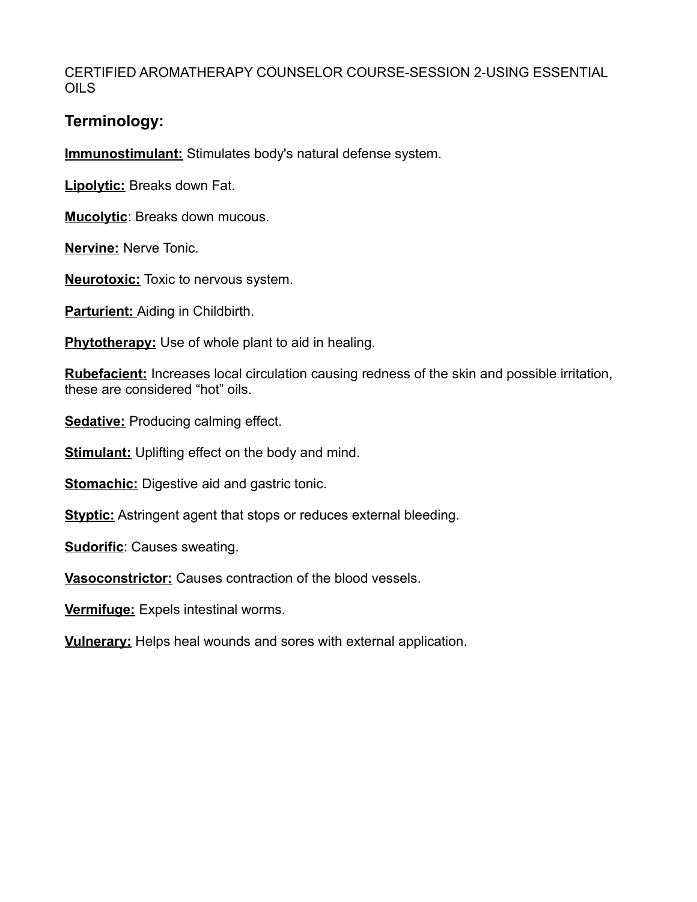CERTIFIED AROMATHERAPY COUNSELOR COURSE-SESSION 2-USING ESSENTIAL OILS

## Terminology:

**Immunostimulant:** Stimulates body's natural defense system.

**Lipolytic:** Breaks down Fat.

**Mucolytic**: Breaks down mucous.

**Nervine:** Nerve Tonic.

**Neurotoxic:** Toxic to nervous system.

**Parturient:** Aiding in Childbirth.

**Phytotherapy:** Use of whole plant to aid in healing.

**Rubefacient:** Increases local circulation causing redness of the skin and possible irritation, these are considered "hot" oils.

**Sedative:** Producing calming effect.

**Stimulant:** Uplifting effect on the body and mind.

**Stomachic:** Digestive aid and gastric tonic.

**Styptic:** Astringent agent that stops or reduces external bleeding.

**Sudorific**: Causes sweating.

**Vasoconstrictor:** Causes contraction of the blood vessels.

**Vermifuge:** Expels intestinal worms.

**Vulnerary:** Helps heal wounds and sores with external application.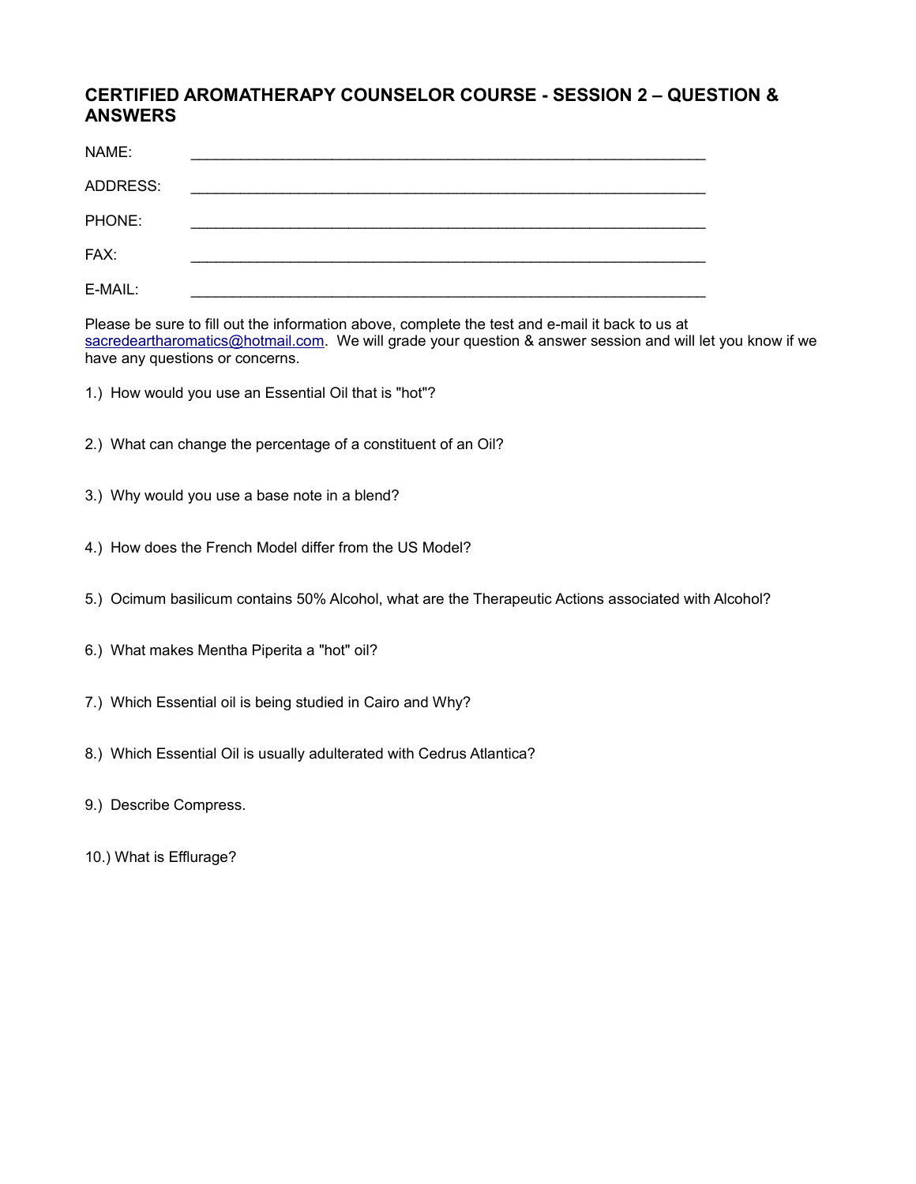# CERTIFIED AROMATHERAPY COUNSELOR COURSE - SESSION 2 – QUESTION & ANSWERS

NAME: \_\_\_\_\_\_\_\_\_\_\_\_\_\_\_\_\_\_\_\_\_\_\_\_\_\_\_\_\_\_\_\_\_\_\_\_\_\_\_\_\_\_\_\_\_\_\_\_\_\_\_\_\_\_\_\_\_\_\_\_

ADDRESS: \_\_\_\_\_\_\_\_\_\_\_\_\_\_\_\_\_\_\_\_\_\_\_\_\_\_\_\_\_\_\_\_\_\_\_\_\_\_\_\_\_\_\_\_\_\_\_\_\_\_\_\_\_\_\_\_\_\_\_\_

PHONE: \_\_\_\_\_\_\_\_\_\_\_\_\_\_\_\_\_\_\_\_\_\_\_\_\_\_\_\_\_\_\_\_\_\_\_\_\_\_\_\_\_\_\_\_\_\_\_\_\_\_\_\_\_\_\_\_\_\_\_\_

FAX: \_\_\_\_\_\_\_\_\_\_\_\_\_\_\_\_\_\_\_\_\_\_\_\_\_\_\_\_\_\_\_\_\_\_\_\_\_\_\_\_\_\_\_\_\_\_\_\_\_\_\_\_\_\_\_\_\_\_\_\_

E-MAIL: \_\_\_\_\_\_\_\_\_\_\_\_\_\_\_\_\_\_\_\_\_\_\_\_\_\_\_\_\_\_\_\_\_\_\_\_\_\_\_\_\_\_\_\_\_\_\_\_\_\_\_\_\_\_\_\_\_\_\_\_

Please be sure to fill out the information above, complete the test and e-mail it back to us at sacredeartharomatics@hotmail.com. We will grade your question & answer session and will let you know if we have any questions or concerns.

1.) How would you use an Essential Oil that is "hot"?

2.) What can change the percentage of a constituent of an Oil?

3.) Why would you use a base note in a blend?

4.) How does the French Model differ from the US Model?

5.) Ocimum basilicum contains 50% Alcohol, what are the Therapeutic Actions associated with Alcohol?

6.) What makes Mentha Piperita a "hot" oil?

7.) Which Essential oil is being studied in Cairo and Why?

8.) Which Essential Oil is usually adulterated with Cedrus Atlantica?

9.) Describe Compress.

10.) What is Efflurage?